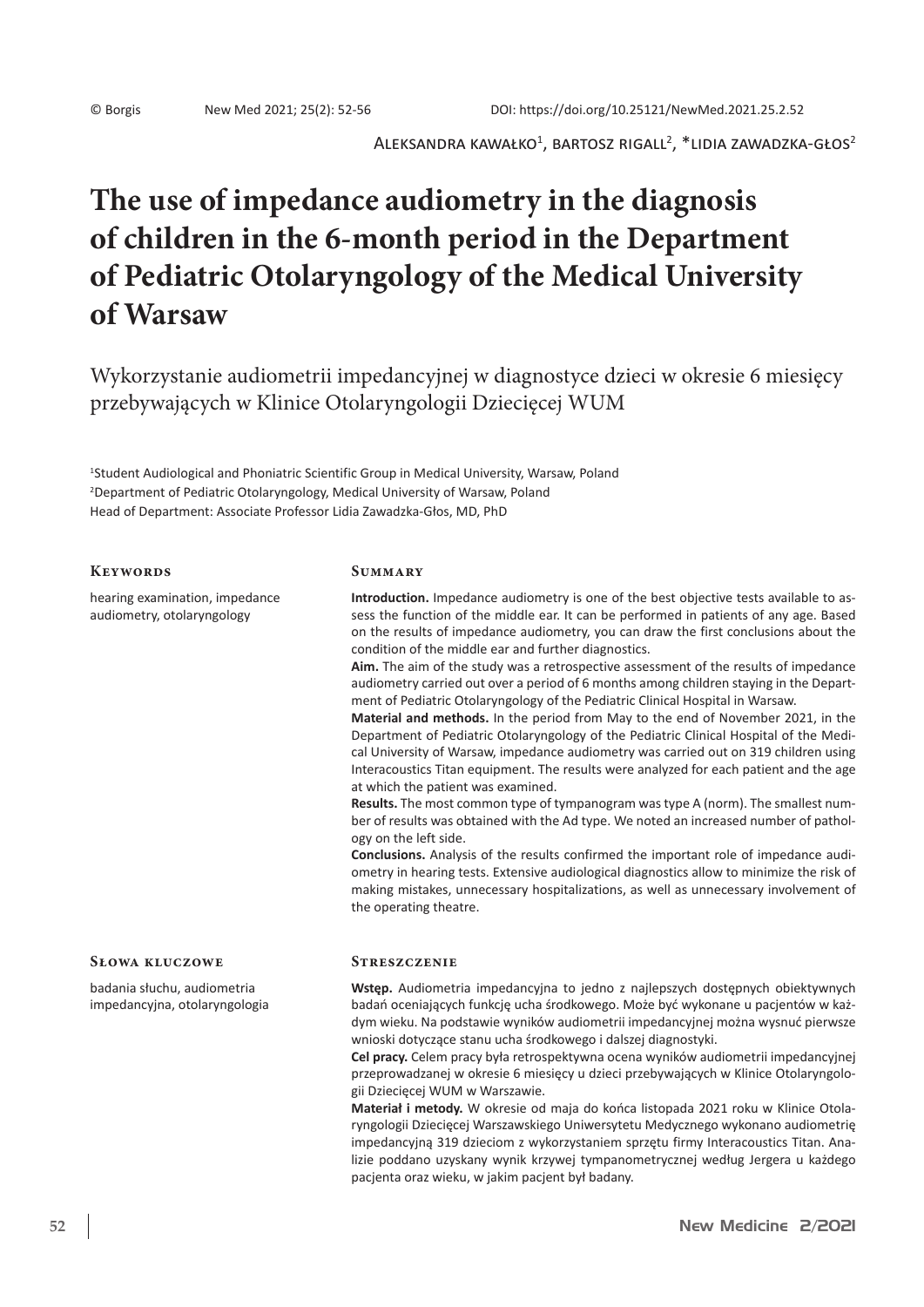© Borgis New Med 2021; 25(2): 52-56 DOI: https://doi.org/10.25121/NewMed.2021.25.2.52

Aleksandra Kawałko[1], Bartosz Rigall[2], *Lidia Zawadzka-Głos[2]

# The use of impedance audiometry in the diagnosis of children in the 6-month period in the Department of Pediatric Otolaryngology of the Medical University of Warsaw

Wykorzystanie audiometrii impedancyjnej w diagnostyce dzieci w okresie 6 miesięcy przebywających w Klinice Otolaryngologii Dziecięcej WUM

[1]Student Audiological and Phoniatric Scientific Group in Medical University, Warsaw, Poland
[2]Department of Pediatric Otolaryngology, Medical University of Warsaw, Poland
Head of Department: Associate Professor Lidia Zawadzka-Głos, MD, PhD

## Keywords

hearing examination, impedance audiometry, otolaryngology

## Summary

**Introduction.** Impedance audiometry is one of the best objective tests available to assess the function of the middle ear. It can be performed in patients of any age. Based on the results of impedance audiometry, you can draw the first conclusions about the condition of the middle ear and further diagnostics.

**Aim.** The aim of the study was a retrospective assessment of the results of impedance audiometry carried out over a period of 6 months among children staying in the Department of Pediatric Otolaryngology of the Pediatric Clinical Hospital in Warsaw.

**Material and methods.** In the period from May to the end of November 2021, in the Department of Pediatric Otolaryngology of the Pediatric Clinical Hospital of the Medical University of Warsaw, impedance audiometry was carried out on 319 children using Interacoustics Titan equipment. The results were analyzed for each patient and the age at which the patient was examined.

**Results.** The most common type of tympanogram was type A (norm). The smallest number of results was obtained with the Ad type. We noted an increased number of pathology on the left side.

**Conclusions.** Analysis of the results confirmed the important role of impedance audiometry in hearing tests. Extensive audiological diagnostics allow to minimize the risk of making mistakes, unnecessary hospitalizations, as well as unnecessary involvement of the operating theatre.

## Słowa kluczowe

badania słuchu, audiometria impedancyjna, otolaryngologia

## Streszczenie

**Wstęp.** Audiometria impedancyjna to jedno z najlepszych dostępnych obiektywnych badań oceniających funkcję ucha środkowego. Może być wykonane u pacjentów w każdym wieku. Na podstawie wyników audiometrii impedancyjnej można wysnuć pierwsze wnioski dotyczące stanu ucha środkowego i dalszej diagnostyki.

**Cel pracy.** Celem pracy była retrospektywna ocena wyników audiometrii impedancyjnej przeprowadzanej w okresie 6 miesięcy u dzieci przebywających w Klinice Otolaryngologii Dziecięcej WUM w Warszawie.

**Materiał i metody.** W okresie od maja do końca listopada 2021 roku w Klinice Otolaryngologii Dziecięcej Warszawskiego Uniwersytetu Medycznego wykonano audiometrię impedancyjną 319 dzieciom z wykorzystaniem sprzętu firmy Interacoustics Titan. Analizie poddano uzyskany wynik krzywej tympanometrycznej według Jergera u każdego pacjenta oraz wieku, w jakim pacjent był badany.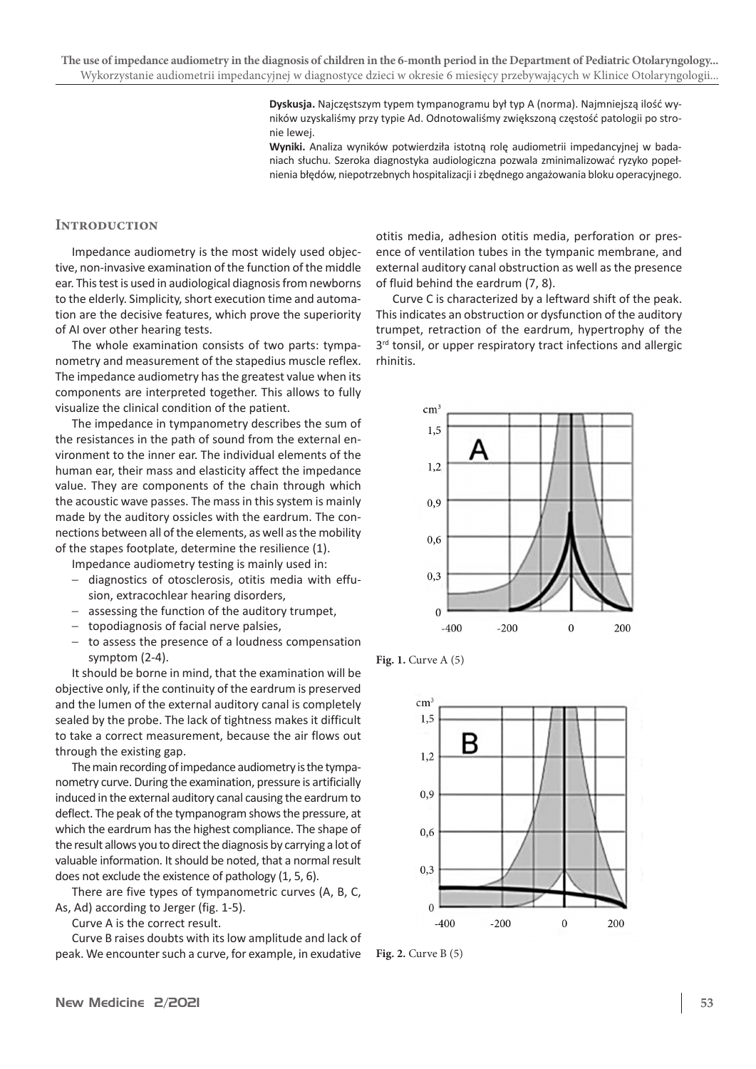**Dyskusja.** Najczęstszym typem tympanogramu był typ A (norma). Najmniejszą ilość wyników uzyskaliśmy przy typie Ad. Odnotowaliśmy zwiększoną częstość patologii po stronie lewej.

**Wyniki.** Analiza wyników potwierdziła istotną rolę audiometrii impedancyjnej w badaniach słuchu. Szeroka diagnostyka audiologiczna pozwala zminimalizować ryzyko popełnienia błędów, niepotrzebnych hospitalizacji i zbędnego angażowania bloku operacyjnego.

## Introduction

Impedance audiometry is the most widely used objective, non-invasive examination of the function of the middle ear. This test is used in audiological diagnosis from newborns to the elderly. Simplicity, short execution time and automation are the decisive features, which prove the superiority of AI over other hearing tests.

The whole examination consists of two parts: tympanometry and measurement of the stapedius muscle reflex. The impedance audiometry has the greatest value when its components are interpreted together. This allows to fully visualize the clinical condition of the patient.

The impedance in tympanometry describes the sum of the resistances in the path of sound from the external environment to the inner ear. The individual elements of the human ear, their mass and elasticity affect the impedance value. They are components of the chain through which the acoustic wave passes. The mass in this system is mainly made by the auditory ossicles with the eardrum. The connections between all of the elements, as well as the mobility of the stapes footplate, determine the resilience (1).

Impedance audiometry testing is mainly used in:

- diagnostics of otosclerosis, otitis media with effusion, extracochlear hearing disorders,
- assessing the function of the auditory trumpet,
- topodiagnosis of facial nerve palsies,
- to assess the presence of a loudness compensation symptom (2-4).

It should be borne in mind, that the examination will be objective only, if the continuity of the eardrum is preserved and the lumen of the external auditory canal is completely sealed by the probe. The lack of tightness makes it difficult to take a correct measurement, because the air flows out through the existing gap.

The main recording of impedance audiometry is the tympanometry curve. During the examination, pressure is artificially induced in the external auditory canal causing the eardrum to deflect. The peak of the tympanogram shows the pressure, at which the eardrum has the highest compliance. The shape of the result allows you to direct the diagnosis by carrying a lot of valuable information. It should be noted, that a normal result does not exclude the existence of pathology (1, 5, 6).

There are five types of tympanometric curves (A, B, C, As, Ad) according to Jerger (fig. 1-5).

Curve A is the correct result.

Curve B raises doubts with its low amplitude and lack of peak. We encounter such a curve, for example, in exudative otitis media, adhesion otitis media, perforation or presence of ventilation tubes in the tympanic membrane, and external auditory canal obstruction as well as the presence of fluid behind the eardrum (7, 8).

Curve C is characterized by a leftward shift of the peak. This indicates an obstruction or dysfunction of the auditory trumpet, retraction of the eardrum, hypertrophy of the 3[rd] tonsil, or upper respiratory tract infections and allergic rhinitis.

**Fig. 1.** Curve A (5)

**Fig. 2.** Curve B (5)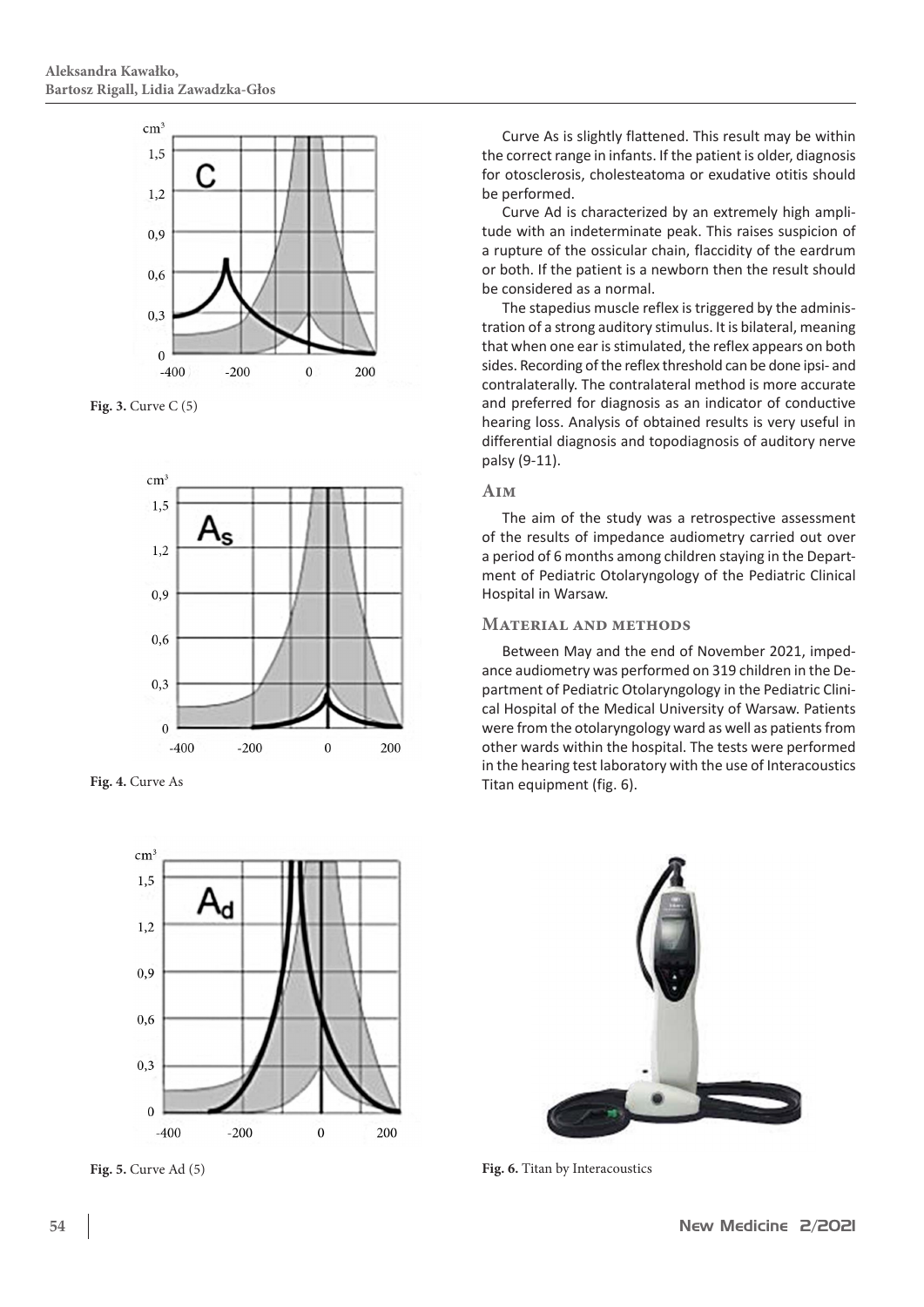Fig. 3. Curve C (5)

Fig. 4. Curve As

Fig. 5. Curve Ad (5)

Curve As is slightly flattened. This result may be within the correct range in infants. If the patient is older, diagnosis for otosclerosis, cholesteatoma or exudative otitis should be performed.

Curve Ad is characterized by an extremely high amplitude with an indeterminate peak. This raises suspicion of a rupture of the ossicular chain, flaccidity of the eardrum or both. If the patient is a newborn then the result should be considered as a normal.

The stapedius muscle reflex is triggered by the administration of a strong auditory stimulus. It is bilateral, meaning that when one ear is stimulated, the reflex appears on both sides. Recording of the reflex threshold can be done ipsi- and contralaterally. The contralateral method is more accurate and preferred for diagnosis as an indicator of conductive hearing loss. Analysis of obtained results is very useful in differential diagnosis and topodiagnosis of auditory nerve palsy (9-11).

## Aim

The aim of the study was a retrospective assessment of the results of impedance audiometry carried out over a period of 6 months among children staying in the Department of Pediatric Otolaryngology of the Pediatric Clinical Hospital in Warsaw.

## Material and methods

Between May and the end of November 2021, impedance audiometry was performed on 319 children in the Department of Pediatric Otolaryngology in the Pediatric Clinical Hospital of the Medical University of Warsaw. Patients were from the otolaryngology ward as well as patients from other wards within the hospital. The tests were performed in the hearing test laboratory with the use of Interacoustics Titan equipment (fig. 6).

Fig. 6. Titan by Interacoustics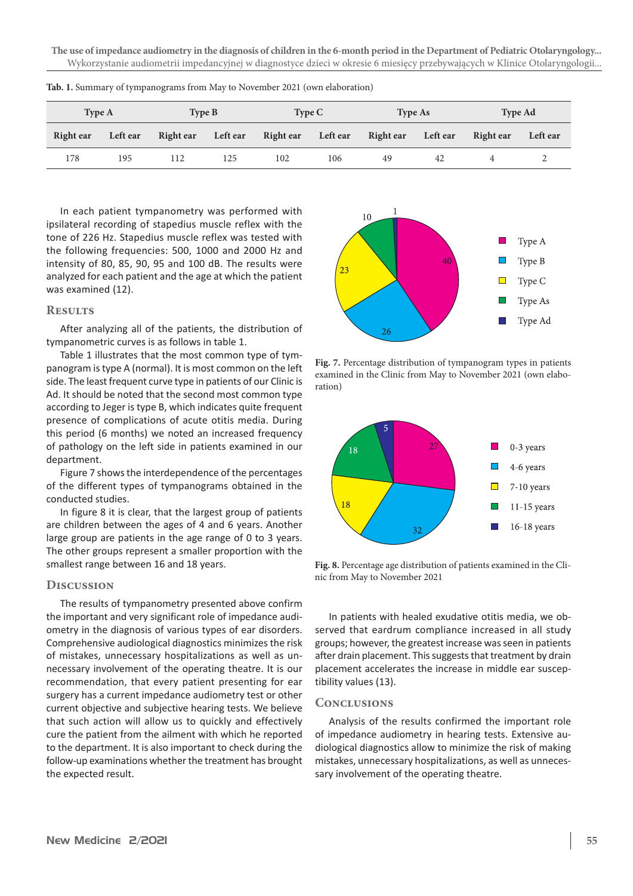**Tab. 1.** Summary of tympanograms from May to November 2021 (own elaboration)

| Type A | | Type B | | Type C | | Type As | | Type Ad | |
|---|---|---|---|---|---|---|---|---|---|
| Right ear | Left ear | Right ear | Left ear | Right ear | Left ear | Right ear | Left ear | Right ear | Left ear |
| 178 | 195 | 112 | 125 | 102 | 106 | 49 | 42 | 4 | 2 |

In each patient tympanometry was performed with ipsilateral recording of stapedius muscle reflex with the tone of 226 Hz. Stapedius muscle reflex was tested with the following frequencies: 500, 1000 and 2000 Hz and intensity of 80, 85, 90, 95 and 100 dB. The results were analyzed for each patient and the age at which the patient was examined (12).

## Results

After analyzing all of the patients, the distribution of tympanometric curves is as follows in table 1.

Table 1 illustrates that the most common type of tympanogram is type A (normal). It is most common on the left side. The least frequent curve type in patients of our Clinic is Ad. It should be noted that the second most common type according to Jeger is type B, which indicates quite frequent presence of complications of acute otitis media. During this period (6 months) we noted an increased frequency of pathology on the left side in patients examined in our department.

Figure 7 shows the interdependence of the percentages of the different types of tympanograms obtained in the conducted studies.

In figure 8 it is clear, that the largest group of patients are children between the ages of 4 and 6 years. Another large group are patients in the age range of 0 to 3 years. The other groups represent a smaller proportion with the smallest range between 16 and 18 years.

**Fig. 7.** Percentage distribution of tympanogram types in patients examined in the Clinic from May to November 2021 (own elaboration)

**Fig. 8.** Percentage age distribution of patients examined in the Clinic from May to November 2021

## Discussion

The results of tympanometry presented above confirm the important and very significant role of impedance audiometry in the diagnosis of various types of ear disorders. Comprehensive audiological diagnostics minimizes the risk of mistakes, unnecessary hospitalizations as well as unnecessary involvement of the operating theatre. It is our recommendation, that every patient presenting for ear surgery has a current impedance audiometry test or other current objective and subjective hearing tests. We believe that such action will allow us to quickly and effectively cure the patient from the ailment with which he reported to the department. It is also important to check during the follow-up examinations whether the treatment has brought the expected result.

In patients with healed exudative otitis media, we observed that eardrum compliance increased in all study groups; however, the greatest increase was seen in patients after drain placement. This suggests that treatment by drain placement accelerates the increase in middle ear susceptibility values (13).

## Conclusions

Analysis of the results confirmed the important role of impedance audiometry in hearing tests. Extensive audiological diagnostics allow to minimize the risk of making mistakes, unnecessary hospitalizations, as well as unnecessary involvement of the operating theatre.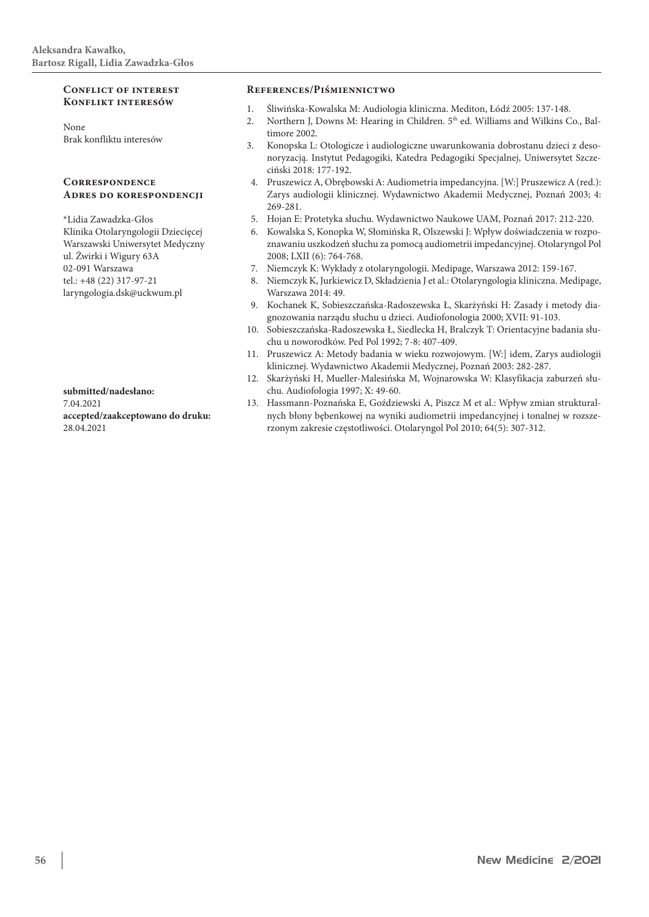## Conflict of interest
## Konflikt interesów

None
Brak konfliktu interesów

## Correspondence
## Adres do korespondencji

*Lidia Zawadzka-Głos
Klinika Otolaryngologii Dziecięcej
Warszawski Uniwersytet Medyczny
ul. Żwirki i Wigury 63A
02-091 Warszawa
tel.: +48 (22) 317-97-21
laryngologia.dsk@uckwum.pl

**submitted/nadesłano:**
7.04.2021
**accepted/zaakceptowano do druku:**
28.04.2021

## References/Piśmiennictwo

1. Śliwińska-Kowalska M: Audiologia kliniczna. Mediton, Łódź 2005: 137-148.
2. Northern J, Downs M: Hearing in Children. 5th ed. Williams and Wilkins Co., Baltimore 2002.
3. Konopska L: Otologicze i audiologiczne uwarunkowania dobrostanu dzieci z desonoryzacją. Instytut Pedagogiki, Katedra Pedagogiki Specjalnej, Uniwersytet Szczeciński 2018: 177-192.
4. Pruszewicz A, Obrębowski A: Audiometria impedancyjna. [W:] Pruszewicz A (red.): Zarys audiologii klinicznej. Wydawnictwo Akademii Medycznej, Poznań 2003; 4: 269-281.
5. Hojan E: Protetyka słuchu. Wydawnictwo Naukowe UAM, Poznań 2017: 212-220.
6. Kowalska S, Konopka W, Słomińska R, Olszewski J: Wpływ doświadczenia w rozpoznawaniu uszkodzeń słuchu za pomocą audiometrii impedancyjnej. Otolaryngol Pol 2008; LXII (6): 764-768.
7. Niemczyk K: Wykłady z otolaryngologii. Medipage, Warszawa 2012: 159-167.
8. Niemczyk K, Jurkiewicz D, Składzienia J et al.: Otolaryngologia kliniczna. Medipage, Warszawa 2014: 49.
9. Kochanek K, Sobieszczańska-Radoszewska Ł, Skarżyński H: Zasady i metody diagnozowania narządu słuchu u dzieci. Audiofonologia 2000; XVII: 91-103.
10. Sobieszczańska-Radoszewska Ł, Siedlecka H, Bralczyk T: Orientacyjne badania słuchu u noworodków. Ped Pol 1992; 7-8: 407-409.
11. Pruszewicz A: Metody badania w wieku rozwojowym. [W:] idem, Zarys audiologii klinicznej. Wydawnictwo Akademii Medycznej, Poznań 2003: 282-287.
12. Skarżyński H, Mueller-Malesińska M, Wojnarowska W: Klasyfikacja zaburzeń słuchu. Audiofologia 1997; X: 49-60.
13. Hassmann-Poznańska E, Goździewski A, Piszcz M et al.: Wpływ zmian strukturalnych błony bębenkowej na wyniki audiometrii impedancyjnej i tonalnej w rozszerzonym zakresie częstotliwości. Otolaryngol Pol 2010; 64(5): 307-312.